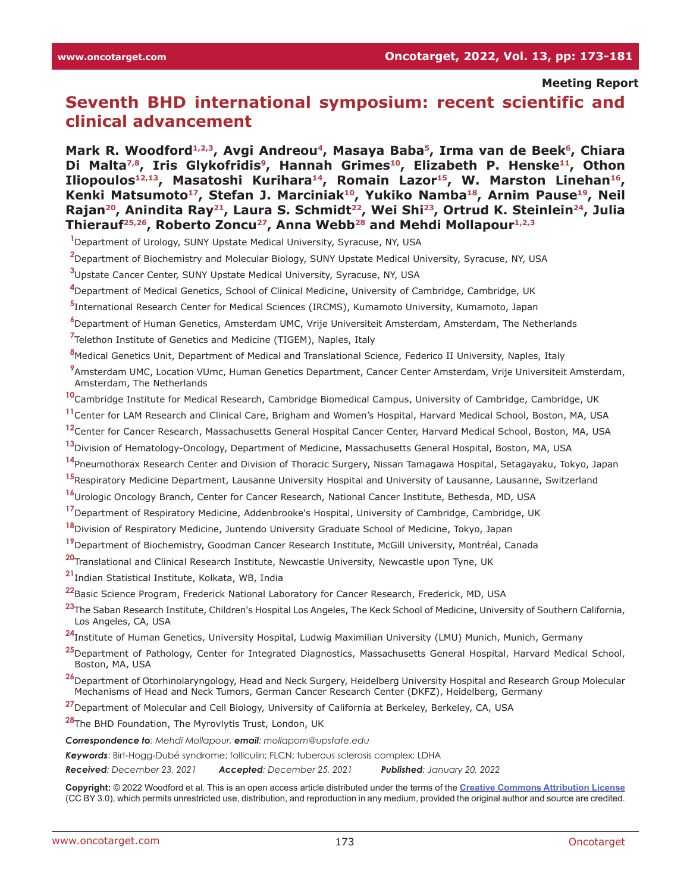**Meeting Report**

# Seventh BHD international symposium: recent scientific and clinical advancement

**Mark R. Woodford[1,2,3], Avgi Andreou[4], Masaya Baba[5], Irma van de Beek[6], Chiara Di Malta[7,8], Iris Glykofridis[9], Hannah Grimes[10], Elizabeth P. Henske[11], Othon Iliopoulos[12,13], Masatoshi Kurihara[14], Romain Lazor[15], W. Marston Linehan[16], Kenki Matsumoto[17], Stefan J. Marciniak[10], Yukiko Namba[18], Arnim Pause[19], Neil Rajan[20], Anindita Ray[21], Laura S. Schmidt[22], Wei Shi[23], Ortrud K. Steinlein[24], Julia Thierauf[25,26], Roberto Zoncu[27], Anna Webb[28] and Mehdi Mollapour[1,2,3]**

[1]Department of Urology, SUNY Upstate Medical University, Syracuse, NY, USA

[2]Department of Biochemistry and Molecular Biology, SUNY Upstate Medical University, Syracuse, NY, USA

[3]Upstate Cancer Center, SUNY Upstate Medical University, Syracuse, NY, USA

[4]Department of Medical Genetics, School of Clinical Medicine, University of Cambridge, Cambridge, UK

[5]International Research Center for Medical Sciences (IRCMS), Kumamoto University, Kumamoto, Japan

[6]Department of Human Genetics, Amsterdam UMC, Vrije Universiteit Amsterdam, Amsterdam, The Netherlands

[7]Telethon Institute of Genetics and Medicine (TIGEM), Naples, Italy

[8]Medical Genetics Unit, Department of Medical and Translational Science, Federico II University, Naples, Italy

[9]Amsterdam UMC, Location VUmc, Human Genetics Department, Cancer Center Amsterdam, Vrije Universiteit Amsterdam, Amsterdam, The Netherlands

[10]Cambridge Institute for Medical Research, Cambridge Biomedical Campus, University of Cambridge, Cambridge, UK

[11]Center for LAM Research and Clinical Care, Brigham and Women's Hospital, Harvard Medical School, Boston, MA, USA

[12]Center for Cancer Research, Massachusetts General Hospital Cancer Center, Harvard Medical School, Boston, MA, USA

[13]Division of Hematology-Oncology, Department of Medicine, Massachusetts General Hospital, Boston, MA, USA

[14]Pneumothorax Research Center and Division of Thoracic Surgery, Nissan Tamagawa Hospital, Setagayaku, Tokyo, Japan

[15]Respiratory Medicine Department, Lausanne University Hospital and University of Lausanne, Lausanne, Switzerland

[16]Urologic Oncology Branch, Center for Cancer Research, National Cancer Institute, Bethesda, MD, USA

[17]Department of Respiratory Medicine, Addenbrooke's Hospital, University of Cambridge, Cambridge, UK

[18]Division of Respiratory Medicine, Juntendo University Graduate School of Medicine, Tokyo, Japan

[19]Department of Biochemistry, Goodman Cancer Research Institute, McGill University, Montréal, Canada

[20]Translational and Clinical Research Institute, Newcastle University, Newcastle upon Tyne, UK

[21]Indian Statistical Institute, Kolkata, WB, India

[22]Basic Science Program, Frederick National Laboratory for Cancer Research, Frederick, MD, USA

[23]The Saban Research Institute, Children's Hospital Los Angeles, The Keck School of Medicine, University of Southern California, Los Angeles, CA, USA

[24]Institute of Human Genetics, University Hospital, Ludwig Maximilian University (LMU) Munich, Munich, Germany

[25]Department of Pathology, Center for Integrated Diagnostics, Massachusetts General Hospital, Harvard Medical School, Boston, MA, USA

[26]Department of Otorhinolaryngology, Head and Neck Surgery, Heidelberg University Hospital and Research Group Molecular Mechanisms of Head and Neck Tumors, German Cancer Research Center (DKFZ), Heidelberg, Germany

[27]Department of Molecular and Cell Biology, University of California at Berkeley, Berkeley, CA, USA

[28]The BHD Foundation, The Myrovlytis Trust, London, UK

***Correspondence to**: Mehdi Mollapour, **email**: mollapom@upstate.edu*

***Keywords***: Birt-Hogg-Dubé syndrome; folliculin; FLCN; tuberous sclerosis complex; LDHA

***Received**: December 23, 2021* ***Accepted**: December 25, 2021* ***Published**: January 20, 2022*

**Copyright:** © 2022 Woodford et al. This is an open access article distributed under the terms of the Creative Commons Attribution License (CC BY 3.0), which permits unrestricted use, distribution, and reproduction in any medium, provided the original author and source are credited.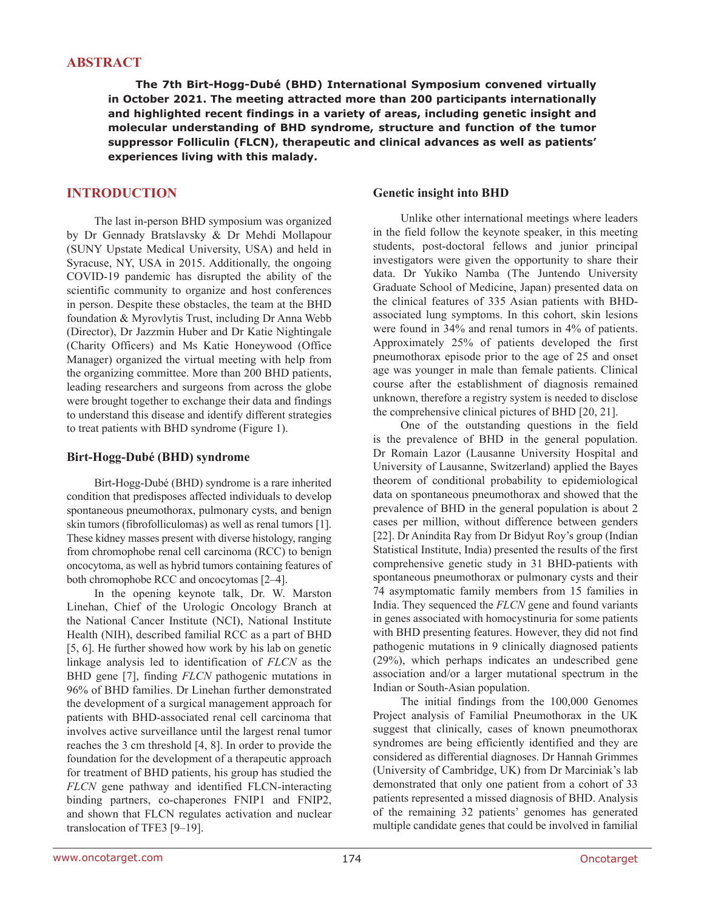## ABSTRACT

**The 7th Birt-Hogg-Dubé (BHD) International Symposium convened virtually in October 2021. The meeting attracted more than 200 participants internationally and highlighted recent findings in a variety of areas, including genetic insight and molecular understanding of BHD syndrome, structure and function of the tumor suppressor Folliculin (FLCN), therapeutic and clinical advances as well as patients' experiences living with this malady.**

## INTRODUCTION

The last in-person BHD symposium was organized by Dr Gennady Bratslavsky & Dr Mehdi Mollapour (SUNY Upstate Medical University, USA) and held in Syracuse, NY, USA in 2015. Additionally, the ongoing COVID-19 pandemic has disrupted the ability of the scientific community to organize and host conferences in person. Despite these obstacles, the team at the BHD foundation & Myrovlytis Trust, including Dr Anna Webb (Director), Dr Jazzmin Huber and Dr Katie Nightingale (Charity Officers) and Ms Katie Honeywood (Office Manager) organized the virtual meeting with help from the organizing committee. More than 200 BHD patients, leading researchers and surgeons from across the globe were brought together to exchange their data and findings to understand this disease and identify different strategies to treat patients with BHD syndrome (Figure 1).

### Birt-Hogg-Dubé (BHD) syndrome

Birt-Hogg-Dubé (BHD) syndrome is a rare inherited condition that predisposes affected individuals to develop spontaneous pneumothorax, pulmonary cysts, and benign skin tumors (fibrofolliculomas) as well as renal tumors [1]. These kidney masses present with diverse histology, ranging from chromophobe renal cell carcinoma (RCC) to benign oncocytoma, as well as hybrid tumors containing features of both chromophobe RCC and oncocytomas [2–4].

In the opening keynote talk, Dr. W. Marston Linehan, Chief of the Urologic Oncology Branch at the National Cancer Institute (NCI), National Institute Health (NIH), described familial RCC as a part of BHD [5, 6]. He further showed how work by his lab on genetic linkage analysis led to identification of *FLCN* as the BHD gene [7], finding *FLCN* pathogenic mutations in 96% of BHD families. Dr Linehan further demonstrated the development of a surgical management approach for patients with BHD-associated renal cell carcinoma that involves active surveillance until the largest renal tumor reaches the 3 cm threshold [4, 8]. In order to provide the foundation for the development of a therapeutic approach for treatment of BHD patients, his group has studied the *FLCN* gene pathway and identified FLCN-interacting binding partners, co-chaperones FNIP1 and FNIP2, and shown that FLCN regulates activation and nuclear translocation of TFE3 [9–19].

### Genetic insight into BHD

Unlike other international meetings where leaders in the field follow the keynote speaker, in this meeting students, post-doctoral fellows and junior principal investigators were given the opportunity to share their data. Dr Yukiko Namba (The Juntendo University Graduate School of Medicine, Japan) presented data on the clinical features of 335 Asian patients with BHD-associated lung symptoms. In this cohort, skin lesions were found in 34% and renal tumors in 4% of patients. Approximately 25% of patients developed the first pneumothorax episode prior to the age of 25 and onset age was younger in male than female patients. Clinical course after the establishment of diagnosis remained unknown, therefore a registry system is needed to disclose the comprehensive clinical pictures of BHD [20, 21].

One of the outstanding questions in the field is the prevalence of BHD in the general population. Dr Romain Lazor (Lausanne University Hospital and University of Lausanne, Switzerland) applied the Bayes theorem of conditional probability to epidemiological data on spontaneous pneumothorax and showed that the prevalence of BHD in the general population is about 2 cases per million, without difference between genders [22]. Dr Anindita Ray from Dr Bidyut Roy's group (Indian Statistical Institute, India) presented the results of the first comprehensive genetic study in 31 BHD-patients with spontaneous pneumothorax or pulmonary cysts and their 74 asymptomatic family members from 15 families in India. They sequenced the *FLCN* gene and found variants in genes associated with homocystinuria for some patients with BHD presenting features. However, they did not find pathogenic mutations in 9 clinically diagnosed patients (29%), which perhaps indicates an undescribed gene association and/or a larger mutational spectrum in the Indian or South-Asian population.

The initial findings from the 100,000 Genomes Project analysis of Familial Pneumothorax in the UK suggest that clinically, cases of known pneumothorax syndromes are being efficiently identified and they are considered as differential diagnoses. Dr Hannah Grimmes (University of Cambridge, UK) from Dr Marciniak's lab demonstrated that only one patient from a cohort of 33 patients represented a missed diagnosis of BHD. Analysis of the remaining 32 patients' genomes has generated multiple candidate genes that could be involved in familial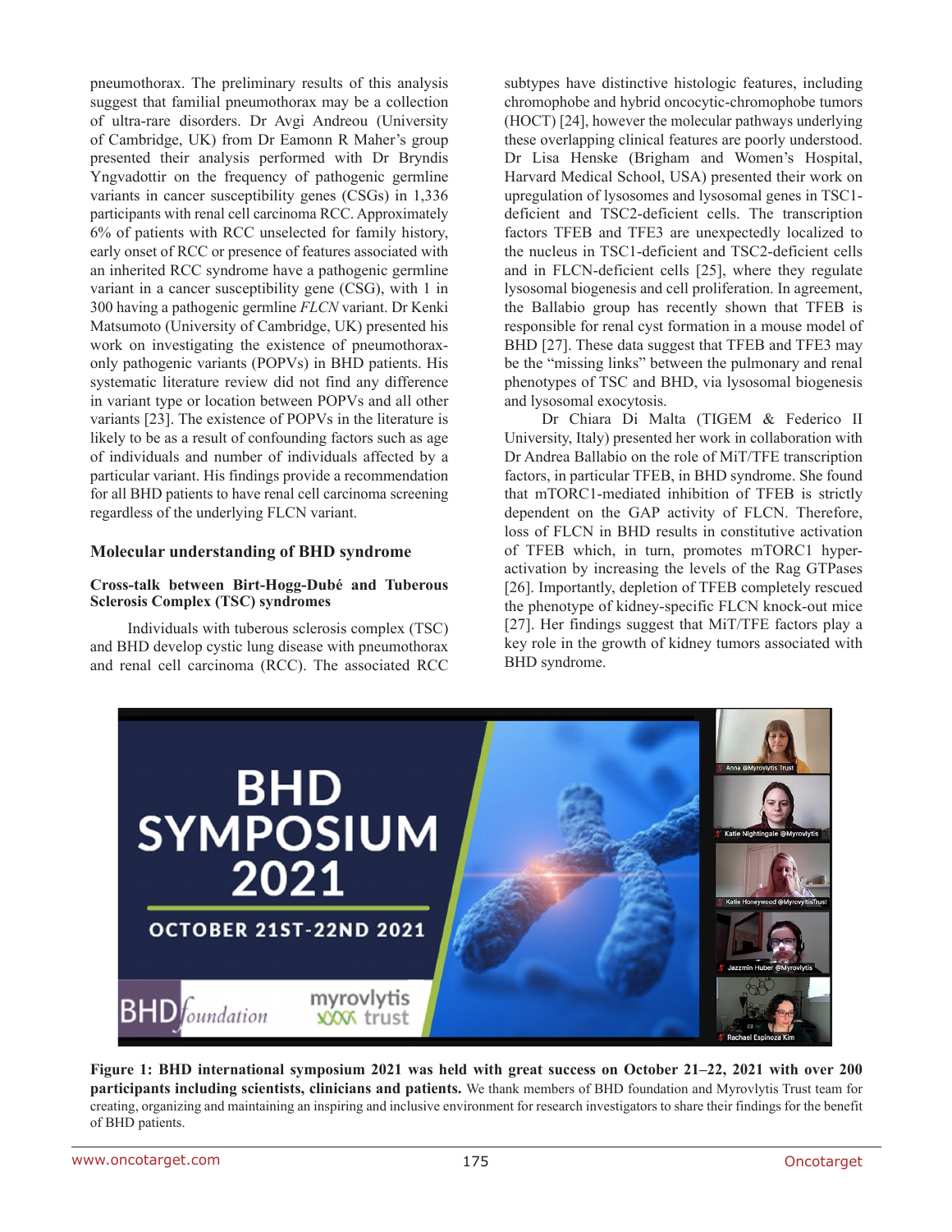pneumothorax. The preliminary results of this analysis suggest that familial pneumothorax may be a collection of ultra-rare disorders. Dr Avgi Andreou (University of Cambridge, UK) from Dr Eamonn R Maher's group presented their analysis performed with Dr Bryndis Yngvadottir on the frequency of pathogenic germline variants in cancer susceptibility genes (CSGs) in 1,336 participants with renal cell carcinoma RCC. Approximately 6% of patients with RCC unselected for family history, early onset of RCC or presence of features associated with an inherited RCC syndrome have a pathogenic germline variant in a cancer susceptibility gene (CSG), with 1 in 300 having a pathogenic germline *FLCN* variant. Dr Kenki Matsumoto (University of Cambridge, UK) presented his work on investigating the existence of pneumothorax-only pathogenic variants (POPVs) in BHD patients. His systematic literature review did not find any difference in variant type or location between POPVs and all other variants [23]. The existence of POPVs in the literature is likely to be as a result of confounding factors such as age of individuals and number of individuals affected by a particular variant. His findings provide a recommendation for all BHD patients to have renal cell carcinoma screening regardless of the underlying FLCN variant.

## Molecular understanding of BHD syndrome

### Cross-talk between Birt-Hogg-Dubé and Tuberous Sclerosis Complex (TSC) syndromes

Individuals with tuberous sclerosis complex (TSC) and BHD develop cystic lung disease with pneumothorax and renal cell carcinoma (RCC). The associated RCC subtypes have distinctive histologic features, including chromophobe and hybrid oncocytic-chromophobe tumors (HOCT) [24], however the molecular pathways underlying these overlapping clinical features are poorly understood. Dr Lisa Henske (Brigham and Women's Hospital, Harvard Medical School, USA) presented their work on upregulation of lysosomes and lysosomal genes in TSC1-deficient and TSC2-deficient cells. The transcription factors TFEB and TFE3 are unexpectedly localized to the nucleus in TSC1-deficient and TSC2-deficient cells and in FLCN-deficient cells [25], where they regulate lysosomal biogenesis and cell proliferation. In agreement, the Ballabio group has recently shown that TFEB is responsible for renal cyst formation in a mouse model of BHD [27]. These data suggest that TFEB and TFE3 may be the "missing links" between the pulmonary and renal phenotypes of TSC and BHD, via lysosomal biogenesis and lysosomal exocytosis.

Dr Chiara Di Malta (TIGEM & Federico II University, Italy) presented her work in collaboration with Dr Andrea Ballabio on the role of MiT/TFE transcription factors, in particular TFEB, in BHD syndrome. She found that mTORC1-mediated inhibition of TFEB is strictly dependent on the GAP activity of FLCN. Therefore, loss of FLCN in BHD results in constitutive activation of TFEB which, in turn, promotes mTORC1 hyper-activation by increasing the levels of the Rag GTPases [26]. Importantly, depletion of TFEB completely rescued the phenotype of kidney-specific FLCN knock-out mice [27]. Her findings suggest that MiT/TFE factors play a key role in the growth of kidney tumors associated with BHD syndrome.

**Figure 1: BHD international symposium 2021 was held with great success on October 21–22, 2021 with over 200 participants including scientists, clinicians and patients.** We thank members of BHD foundation and Myrovlytis Trust team for creating, organizing and maintaining an inspiring and inclusive environment for research investigators to share their findings for the benefit of BHD patients.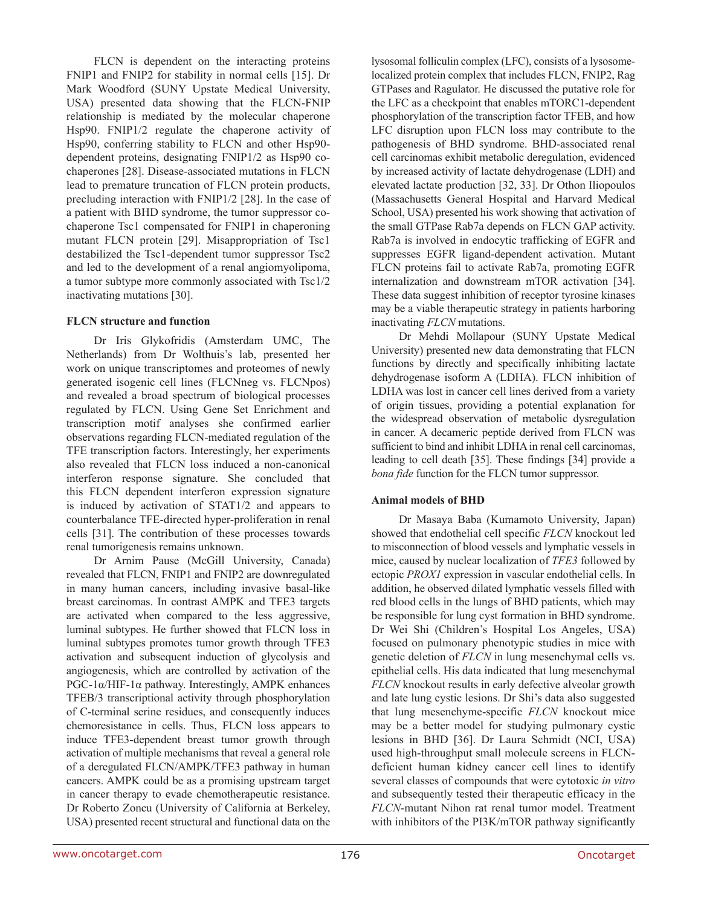FLCN is dependent on the interacting proteins FNIP1 and FNIP2 for stability in normal cells [15]. Dr Mark Woodford (SUNY Upstate Medical University, USA) presented data showing that the FLCN-FNIP relationship is mediated by the molecular chaperone Hsp90. FNIP1/2 regulate the chaperone activity of Hsp90, conferring stability to FLCN and other Hsp90-dependent proteins, designating FNIP1/2 as Hsp90 co-chaperones [28]. Disease-associated mutations in FLCN lead to premature truncation of FLCN protein products, precluding interaction with FNIP1/2 [28]. In the case of a patient with BHD syndrome, the tumor suppressor co-chaperone Tsc1 compensated for FNIP1 in chaperoning mutant FLCN protein [29]. Misappropriation of Tsc1 destabilized the Tsc1-dependent tumor suppressor Tsc2 and led to the development of a renal angiomyolipoma, a tumor subtype more commonly associated with Tsc1/2 inactivating mutations [30].

**FLCN structure and function**

Dr Iris Glykofridis (Amsterdam UMC, The Netherlands) from Dr Wolthuis's lab, presented her work on unique transcriptomes and proteomes of newly generated isogenic cell lines (FLCNneg vs. FLCNpos) and revealed a broad spectrum of biological processes regulated by FLCN. Using Gene Set Enrichment and transcription motif analyses she confirmed earlier observations regarding FLCN-mediated regulation of the TFE transcription factors. Interestingly, her experiments also revealed that FLCN loss induced a non-canonical interferon response signature. She concluded that this FLCN dependent interferon expression signature is induced by activation of STAT1/2 and appears to counterbalance TFE-directed hyper-proliferation in renal cells [31]. The contribution of these processes towards renal tumorigenesis remains unknown.

Dr Arnim Pause (McGill University, Canada) revealed that FLCN, FNIP1 and FNIP2 are downregulated in many human cancers, including invasive basal-like breast carcinomas. In contrast AMPK and TFE3 targets are activated when compared to the less aggressive, luminal subtypes. He further showed that FLCN loss in luminal subtypes promotes tumor growth through TFE3 activation and subsequent induction of glycolysis and angiogenesis, which are controlled by activation of the PGC-1α/HIF-1α pathway. Interestingly, AMPK enhances TFEB/3 transcriptional activity through phosphorylation of C-terminal serine residues, and consequently induces chemoresistance in cells. Thus, FLCN loss appears to induce TFE3-dependent breast tumor growth through activation of multiple mechanisms that reveal a general role of a deregulated FLCN/AMPK/TFE3 pathway in human cancers. AMPK could be as a promising upstream target in cancer therapy to evade chemotherapeutic resistance. Dr Roberto Zoncu (University of California at Berkeley, USA) presented recent structural and functional data on the lysosomal folliculin complex (LFC), consists of a lysosome-localized protein complex that includes FLCN, FNIP2, Rag GTPases and Ragulator. He discussed the putative role for the LFC as a checkpoint that enables mTORC1-dependent phosphorylation of the transcription factor TFEB, and how LFC disruption upon FLCN loss may contribute to the pathogenesis of BHD syndrome. BHD-associated renal cell carcinomas exhibit metabolic deregulation, evidenced by increased activity of lactate dehydrogenase (LDH) and elevated lactate production [32, 33]. Dr Othon Iliopoulos (Massachusetts General Hospital and Harvard Medical School, USA) presented his work showing that activation of the small GTPase Rab7a depends on FLCN GAP activity. Rab7a is involved in endocytic trafficking of EGFR and suppresses EGFR ligand-dependent activation. Mutant FLCN proteins fail to activate Rab7a, promoting EGFR internalization and downstream mTOR activation [34]. These data suggest inhibition of receptor tyrosine kinases may be a viable therapeutic strategy in patients harboring inactivating *FLCN* mutations.

Dr Mehdi Mollapour (SUNY Upstate Medical University) presented new data demonstrating that FLCN functions by directly and specifically inhibiting lactate dehydrogenase isoform A (LDHA). FLCN inhibition of LDHA was lost in cancer cell lines derived from a variety of origin tissues, providing a potential explanation for the widespread observation of metabolic dysregulation in cancer. A decameric peptide derived from FLCN was sufficient to bind and inhibit LDHA in renal cell carcinomas, leading to cell death [35]. These findings [34] provide a *bona fide* function for the FLCN tumor suppressor.

**Animal models of BHD**

Dr Masaya Baba (Kumamoto University, Japan) showed that endothelial cell specific *FLCN* knockout led to misconnection of blood vessels and lymphatic vessels in mice, caused by nuclear localization of *TFE3* followed by ectopic *PROX1* expression in vascular endothelial cells. In addition, he observed dilated lymphatic vessels filled with red blood cells in the lungs of BHD patients, which may be responsible for lung cyst formation in BHD syndrome. Dr Wei Shi (Children's Hospital Los Angeles, USA) focused on pulmonary phenotypic studies in mice with genetic deletion of *FLCN* in lung mesenchymal cells vs. epithelial cells. His data indicated that lung mesenchymal *FLCN* knockout results in early defective alveolar growth and late lung cystic lesions. Dr Shi's data also suggested that lung mesenchyme-specific *FLCN* knockout mice may be a better model for studying pulmonary cystic lesions in BHD [36]. Dr Laura Schmidt (NCI, USA) used high-throughput small molecule screens in FLCN-deficient human kidney cancer cell lines to identify several classes of compounds that were cytotoxic *in vitro* and subsequently tested their therapeutic efficacy in the *FLCN*-mutant Nihon rat renal tumor model. Treatment with inhibitors of the PI3K/mTOR pathway significantly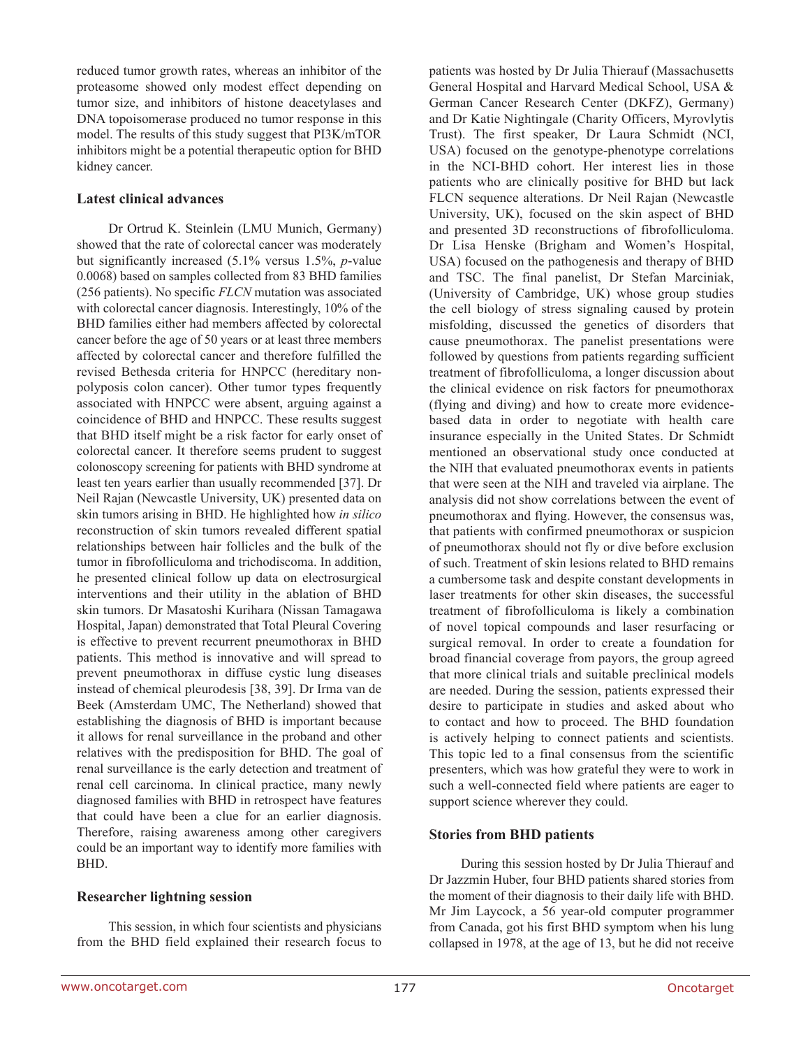reduced tumor growth rates, whereas an inhibitor of the proteasome showed only modest effect depending on tumor size, and inhibitors of histone deacetylases and DNA topoisomerase produced no tumor response in this model. The results of this study suggest that PI3K/mTOR inhibitors might be a potential therapeutic option for BHD kidney cancer.

### Latest clinical advances

Dr Ortrud K. Steinlein (LMU Munich, Germany) showed that the rate of colorectal cancer was moderately but significantly increased (5.1% versus 1.5%, *p*-value 0.0068) based on samples collected from 83 BHD families (256 patients). No specific *FLCN* mutation was associated with colorectal cancer diagnosis. Interestingly, 10% of the BHD families either had members affected by colorectal cancer before the age of 50 years or at least three members affected by colorectal cancer and therefore fulfilled the revised Bethesda criteria for HNPCC (hereditary non-polyposis colon cancer). Other tumor types frequently associated with HNPCC were absent, arguing against a coincidence of BHD and HNPCC. These results suggest that BHD itself might be a risk factor for early onset of colorectal cancer. It therefore seems prudent to suggest colonoscopy screening for patients with BHD syndrome at least ten years earlier than usually recommended [37]. Dr Neil Rajan (Newcastle University, UK) presented data on skin tumors arising in BHD. He highlighted how *in silico* reconstruction of skin tumors revealed different spatial relationships between hair follicles and the bulk of the tumor in fibrofolliculoma and trichodiscoma. In addition, he presented clinical follow up data on electrosurgical interventions and their utility in the ablation of BHD skin tumors. Dr Masatoshi Kurihara (Nissan Tamagawa Hospital, Japan) demonstrated that Total Pleural Covering is effective to prevent recurrent pneumothorax in BHD patients. This method is innovative and will spread to prevent pneumothorax in diffuse cystic lung diseases instead of chemical pleurodesis [38, 39]. Dr Irma van de Beek (Amsterdam UMC, The Netherland) showed that establishing the diagnosis of BHD is important because it allows for renal surveillance in the proband and other relatives with the predisposition for BHD. The goal of renal surveillance is the early detection and treatment of renal cell carcinoma. In clinical practice, many newly diagnosed families with BHD in retrospect have features that could have been a clue for an earlier diagnosis. Therefore, raising awareness among other caregivers could be an important way to identify more families with BHD.

### Researcher lightning session

This session, in which four scientists and physicians from the BHD field explained their research focus to patients was hosted by Dr Julia Thierauf (Massachusetts General Hospital and Harvard Medical School, USA & German Cancer Research Center (DKFZ), Germany) and Dr Katie Nightingale (Charity Officers, Myrovlytis Trust). The first speaker, Dr Laura Schmidt (NCI, USA) focused on the genotype-phenotype correlations in the NCI-BHD cohort. Her interest lies in those patients who are clinically positive for BHD but lack FLCN sequence alterations. Dr Neil Rajan (Newcastle University, UK), focused on the skin aspect of BHD and presented 3D reconstructions of fibrofolliculoma. Dr Lisa Henske (Brigham and Women's Hospital, USA) focused on the pathogenesis and therapy of BHD and TSC. The final panelist, Dr Stefan Marciniak, (University of Cambridge, UK) whose group studies the cell biology of stress signaling caused by protein misfolding, discussed the genetics of disorders that cause pneumothorax. The panelist presentations were followed by questions from patients regarding sufficient treatment of fibrofolliculoma, a longer discussion about the clinical evidence on risk factors for pneumothorax (flying and diving) and how to create more evidence-based data in order to negotiate with health care insurance especially in the United States. Dr Schmidt mentioned an observational study once conducted at the NIH that evaluated pneumothorax events in patients that were seen at the NIH and traveled via airplane. The analysis did not show correlations between the event of pneumothorax and flying. However, the consensus was, that patients with confirmed pneumothorax or suspicion of pneumothorax should not fly or dive before exclusion of such. Treatment of skin lesions related to BHD remains a cumbersome task and despite constant developments in laser treatments for other skin diseases, the successful treatment of fibrofolliculoma is likely a combination of novel topical compounds and laser resurfacing or surgical removal. In order to create a foundation for broad financial coverage from payors, the group agreed that more clinical trials and suitable preclinical models are needed. During the session, patients expressed their desire to participate in studies and asked about who to contact and how to proceed. The BHD foundation is actively helping to connect patients and scientists. This topic led to a final consensus from the scientific presenters, which was how grateful they were to work in such a well-connected field where patients are eager to support science wherever they could.

### Stories from BHD patients

During this session hosted by Dr Julia Thierauf and Dr Jazzmin Huber, four BHD patients shared stories from the moment of their diagnosis to their daily life with BHD. Mr Jim Laycock, a 56 year-old computer programmer from Canada, got his first BHD symptom when his lung collapsed in 1978, at the age of 13, but he did not receive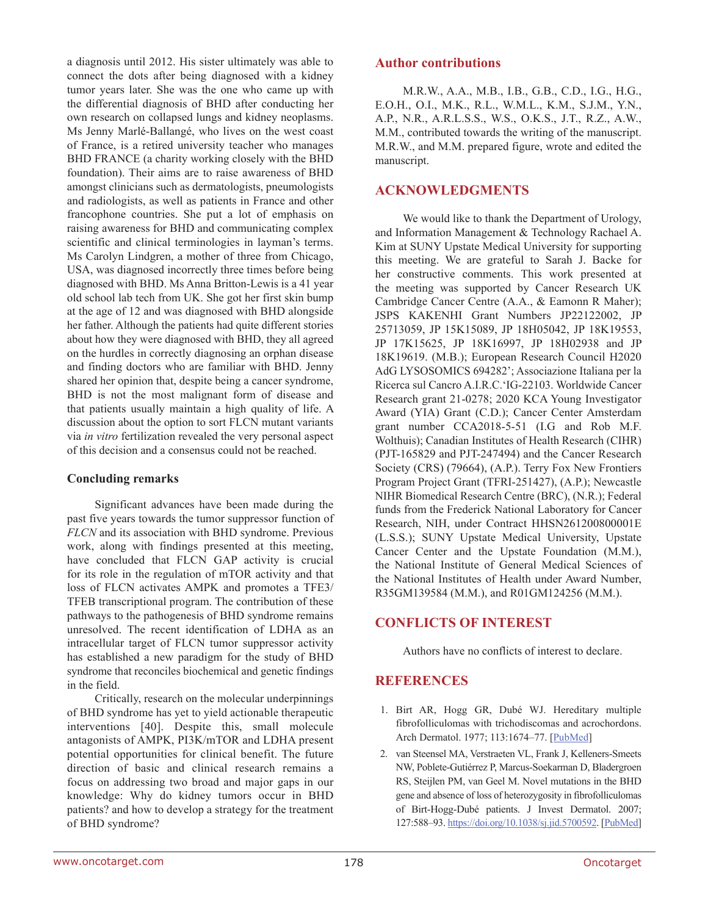a diagnosis until 2012. His sister ultimately was able to connect the dots after being diagnosed with a kidney tumor years later. She was the one who came up with the differential diagnosis of BHD after conducting her own research on collapsed lungs and kidney neoplasms. Ms Jenny Marlé-Ballangé, who lives on the west coast of France, is a retired university teacher who manages BHD FRANCE (a charity working closely with the BHD foundation). Their aims are to raise awareness of BHD amongst clinicians such as dermatologists, pneumologists and radiologists, as well as patients in France and other francophone countries. She put a lot of emphasis on raising awareness for BHD and communicating complex scientific and clinical terminologies in layman's terms. Ms Carolyn Lindgren, a mother of three from Chicago, USA, was diagnosed incorrectly three times before being diagnosed with BHD. Ms Anna Britton-Lewis is a 41 year old school lab tech from UK. She got her first skin bump at the age of 12 and was diagnosed with BHD alongside her father. Although the patients had quite different stories about how they were diagnosed with BHD, they all agreed on the hurdles in correctly diagnosing an orphan disease and finding doctors who are familiar with BHD. Jenny shared her opinion that, despite being a cancer syndrome, BHD is not the most malignant form of disease and that patients usually maintain a high quality of life. A discussion about the option to sort FLCN mutant variants via *in vitro* fertilization revealed the very personal aspect of this decision and a consensus could not be reached.

### Concluding remarks

Significant advances have been made during the past five years towards the tumor suppressor function of *FLCN* and its association with BHD syndrome. Previous work, along with findings presented at this meeting, have concluded that FLCN GAP activity is crucial for its role in the regulation of mTOR activity and that loss of FLCN activates AMPK and promotes a TFE3/TFEB transcriptional program. The contribution of these pathways to the pathogenesis of BHD syndrome remains unresolved. The recent identification of LDHA as an intracellular target of FLCN tumor suppressor activity has established a new paradigm for the study of BHD syndrome that reconciles biochemical and genetic findings in the field.

Critically, research on the molecular underpinnings of BHD syndrome has yet to yield actionable therapeutic interventions [40]. Despite this, small molecule antagonists of AMPK, PI3K/mTOR and LDHA present potential opportunities for clinical benefit. The future direction of basic and clinical research remains a focus on addressing two broad and major gaps in our knowledge: Why do kidney tumors occur in BHD patients? and how to develop a strategy for the treatment of BHD syndrome?

## Author contributions

M.R.W., A.A., M.B., I.B., G.B., C.D., I.G., H.G., E.O.H., O.I., M.K., R.L., W.M.L., K.M., S.J.M., Y.N., A.P., N.R., A.R.L.S.S., W.S., O.K.S., J.T., R.Z., A.W., M.M., contributed towards the writing of the manuscript. M.R.W., and M.M. prepared figure, wrote and edited the manuscript.

## ACKNOWLEDGMENTS

We would like to thank the Department of Urology, and Information Management & Technology Rachael A. Kim at SUNY Upstate Medical University for supporting this meeting. We are grateful to Sarah J. Backe for her constructive comments. This work presented at the meeting was supported by Cancer Research UK Cambridge Cancer Centre (A.A., & Eamonn R Maher); JSPS KAKENHI Grant Numbers JP22122002, JP 25713059, JP 15K15089, JP 18H05042, JP 18K19553, JP 17K15625, JP 18K16997, JP 18H02938 and JP 18K19619. (M.B.); European Research Council H2020 AdG LYSOSOMICS 694282'; Associazione Italiana per la Ricerca sul Cancro A.I.R.C.'IG-22103. Worldwide Cancer Research grant 21-0278; 2020 KCA Young Investigator Award (YIA) Grant (C.D.); Cancer Center Amsterdam grant number CCA2018-5-51 (I.G and Rob M.F. Wolthuis); Canadian Institutes of Health Research (CIHR) (PJT-165829 and PJT-247494) and the Cancer Research Society (CRS) (79664), (A.P.). Terry Fox New Frontiers Program Project Grant (TFRI-251427), (A.P.); Newcastle NIHR Biomedical Research Centre (BRC), (N.R.); Federal funds from the Frederick National Laboratory for Cancer Research, NIH, under Contract HHSN261200800001E (L.S.S.); SUNY Upstate Medical University, Upstate Cancer Center and the Upstate Foundation (M.M.), the National Institute of General Medical Sciences of the National Institutes of Health under Award Number, R35GM139584 (M.M.), and R01GM124256 (M.M.).

## CONFLICTS OF INTEREST

Authors have no conflicts of interest to declare.

## REFERENCES

1. Birt AR, Hogg GR, Dubé WJ. Hereditary multiple fibrofolliculomas with trichodiscomas and acrochordons. Arch Dermatol. 1977; 113:1674–77. [PubMed]
2. van Steensel MA, Verstraeten VL, Frank J, Kelleners-Smeets NW, Poblete-Gutiérrez P, Marcus-Soekarman D, Bladergroen RS, Steijlen PM, van Geel M. Novel mutations in the BHD gene and absence of loss of heterozygosity in fibrofolliculomas of Birt-Hogg-Dubé patients. J Invest Dermatol. 2007; 127:588–93. https://doi.org/10.1038/sj.jid.5700592. [PubMed]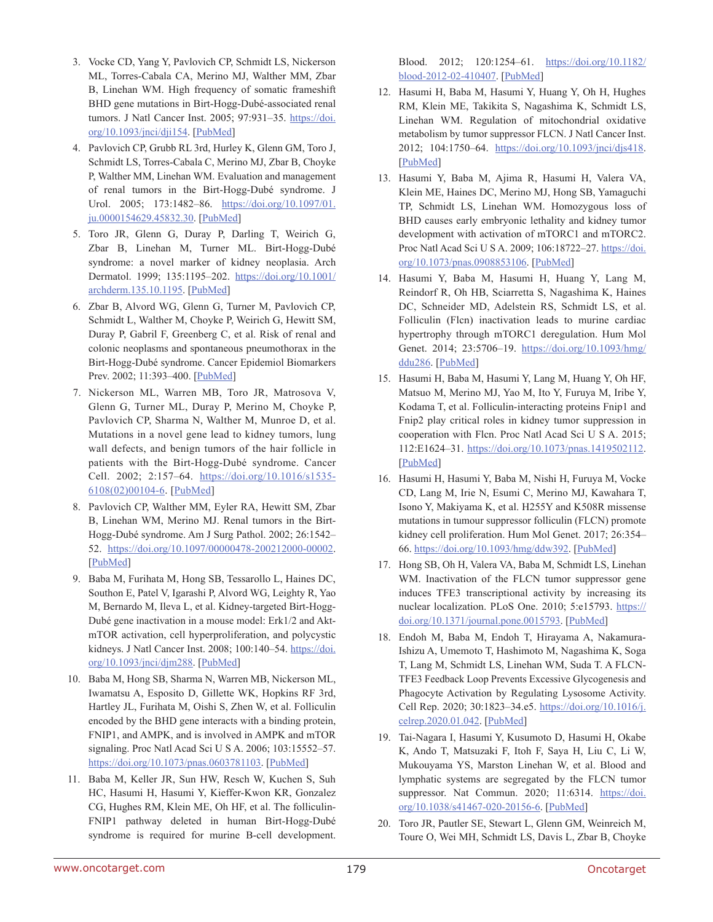3. Vocke CD, Yang Y, Pavlovich CP, Schmidt LS, Nickerson ML, Torres-Cabala CA, Merino MJ, Walther MM, Zbar B, Linehan WM. High frequency of somatic frameshift BHD gene mutations in Birt-Hogg-Dubé-associated renal tumors. J Natl Cancer Inst. 2005; 97:931–35. https://doi.org/10.1093/jnci/dji154. [PubMed]
4. Pavlovich CP, Grubb RL 3rd, Hurley K, Glenn GM, Toro J, Schmidt LS, Torres-Cabala C, Merino MJ, Zbar B, Choyke P, Walther MM, Linehan WM. Evaluation and management of renal tumors in the Birt-Hogg-Dubé syndrome. J Urol. 2005; 173:1482–86. https://doi.org/10.1097/01.ju.0000154629.45832.30. [PubMed]
5. Toro JR, Glenn G, Duray P, Darling T, Weirich G, Zbar B, Linehan M, Turner ML. Birt-Hogg-Dubé syndrome: a novel marker of kidney neoplasia. Arch Dermatol. 1999; 135:1195–202. https://doi.org/10.1001/archderm.135.10.1195. [PubMed]
6. Zbar B, Alvord WG, Glenn G, Turner M, Pavlovich CP, Schmidt L, Walther M, Choyke P, Weirich G, Hewitt SM, Duray P, Gabril F, Greenberg C, et al. Risk of renal and colonic neoplasms and spontaneous pneumothorax in the Birt-Hogg-Dubé syndrome. Cancer Epidemiol Biomarkers Prev. 2002; 11:393–400. [PubMed]
7. Nickerson ML, Warren MB, Toro JR, Matrosova V, Glenn G, Turner ML, Duray P, Merino M, Choyke P, Pavlovich CP, Sharma N, Walther M, Munroe D, et al. Mutations in a novel gene lead to kidney tumors, lung wall defects, and benign tumors of the hair follicle in patients with the Birt-Hogg-Dubé syndrome. Cancer Cell. 2002; 2:157–64. https://doi.org/10.1016/s1535-6108(02)00104-6. [PubMed]
8. Pavlovich CP, Walther MM, Eyler RA, Hewitt SM, Zbar B, Linehan WM, Merino MJ. Renal tumors in the Birt-Hogg-Dubé syndrome. Am J Surg Pathol. 2002; 26:1542–52. https://doi.org/10.1097/00000478-200212000-00002. [PubMed]
9. Baba M, Furihata M, Hong SB, Tessarollo L, Haines DC, Southon E, Patel V, Igarashi P, Alvord WG, Leighty R, Yao M, Bernardo M, Ileva L, et al. Kidney-targeted Birt-Hogg-Dubé gene inactivation in a mouse model: Erk1/2 and Akt-mTOR activation, cell hyperproliferation, and polycystic kidneys. J Natl Cancer Inst. 2008; 100:140–54. https://doi.org/10.1093/jnci/djm288. [PubMed]
10. Baba M, Hong SB, Sharma N, Warren MB, Nickerson ML, Iwamatsu A, Esposito D, Gillette WK, Hopkins RF 3rd, Hartley JL, Furihata M, Oishi S, Zhen W, et al. Folliculin encoded by the BHD gene interacts with a binding protein, FNIP1, and AMPK, and is involved in AMPK and mTOR signaling. Proc Natl Acad Sci U S A. 2006; 103:15552–57. https://doi.org/10.1073/pnas.0603781103. [PubMed]
11. Baba M, Keller JR, Sun HW, Resch W, Kuchen S, Suh HC, Hasumi H, Hasumi Y, Kieffer-Kwon KR, Gonzalez CG, Hughes RM, Klein ME, Oh HF, et al. The folliculin-FNIP1 pathway deleted in human Birt-Hogg-Dubé syndrome is required for murine B-cell development. Blood. 2012; 120:1254–61. https://doi.org/10.1182/blood-2012-02-410407. [PubMed]
12. Hasumi H, Baba M, Hasumi Y, Huang Y, Oh H, Hughes RM, Klein ME, Takikita S, Nagashima K, Schmidt LS, Linehan WM. Regulation of mitochondrial oxidative metabolism by tumor suppressor FLCN. J Natl Cancer Inst. 2012; 104:1750–64. https://doi.org/10.1093/jnci/djs418. [PubMed]
13. Hasumi Y, Baba M, Ajima R, Hasumi H, Valera VA, Klein ME, Haines DC, Merino MJ, Hong SB, Yamaguchi TP, Schmidt LS, Linehan WM. Homozygous loss of BHD causes early embryonic lethality and kidney tumor development with activation of mTORC1 and mTORC2. Proc Natl Acad Sci U S A. 2009; 106:18722–27. https://doi.org/10.1073/pnas.0908853106. [PubMed]
14. Hasumi Y, Baba M, Hasumi H, Huang Y, Lang M, Reindorf R, Oh HB, Sciarretta S, Nagashima K, Haines DC, Schneider MD, Adelstein RS, Schmidt LS, et al. Folliculin (Flcn) inactivation leads to murine cardiac hypertrophy through mTORC1 deregulation. Hum Mol Genet. 2014; 23:5706–19. https://doi.org/10.1093/hmg/ddu286. [PubMed]
15. Hasumi H, Baba M, Hasumi Y, Lang M, Huang Y, Oh HF, Matsuo M, Merino MJ, Yao M, Ito Y, Furuya M, Iribe Y, Kodama T, et al. Folliculin-interacting proteins Fnip1 and Fnip2 play critical roles in kidney tumor suppression in cooperation with Flcn. Proc Natl Acad Sci U S A. 2015; 112:E1624–31. https://doi.org/10.1073/pnas.1419502112. [PubMed]
16. Hasumi H, Hasumi Y, Baba M, Nishi H, Furuya M, Vocke CD, Lang M, Irie N, Esumi C, Merino MJ, Kawahara T, Isono Y, Makiyama K, et al. H255Y and K508R missense mutations in tumour suppressor folliculin (FLCN) promote kidney cell proliferation. Hum Mol Genet. 2017; 26:354–66. https://doi.org/10.1093/hmg/ddw392. [PubMed]
17. Hong SB, Oh H, Valera VA, Baba M, Schmidt LS, Linehan WM. Inactivation of the FLCN tumor suppressor gene induces TFE3 transcriptional activity by increasing its nuclear localization. PLoS One. 2010; 5:e15793. https://doi.org/10.1371/journal.pone.0015793. [PubMed]
18. Endoh M, Baba M, Endoh T, Hirayama A, Nakamura-Ishizu A, Umemoto T, Hashimoto M, Nagashima K, Soga T, Lang M, Schmidt LS, Linehan WM, Suda T. A FLCN-TFE3 Feedback Loop Prevents Excessive Glycogenesis and Phagocyte Activation by Regulating Lysosome Activity. Cell Rep. 2020; 30:1823–34.e5. https://doi.org/10.1016/j.celrep.2020.01.042. [PubMed]
19. Tai-Nagara I, Hasumi Y, Kusumoto D, Hasumi H, Okabe K, Ando T, Matsuzaki F, Itoh F, Saya H, Liu C, Li W, Mukouyama YS, Marston Linehan W, et al. Blood and lymphatic systems are segregated by the FLCN tumor suppressor. Nat Commun. 2020; 11:6314. https://doi.org/10.1038/s41467-020-20156-6. [PubMed]
20. Toro JR, Pautler SE, Stewart L, Glenn GM, Weinreich M, Toure O, Wei MH, Schmidt LS, Davis L, Zbar B, Choyke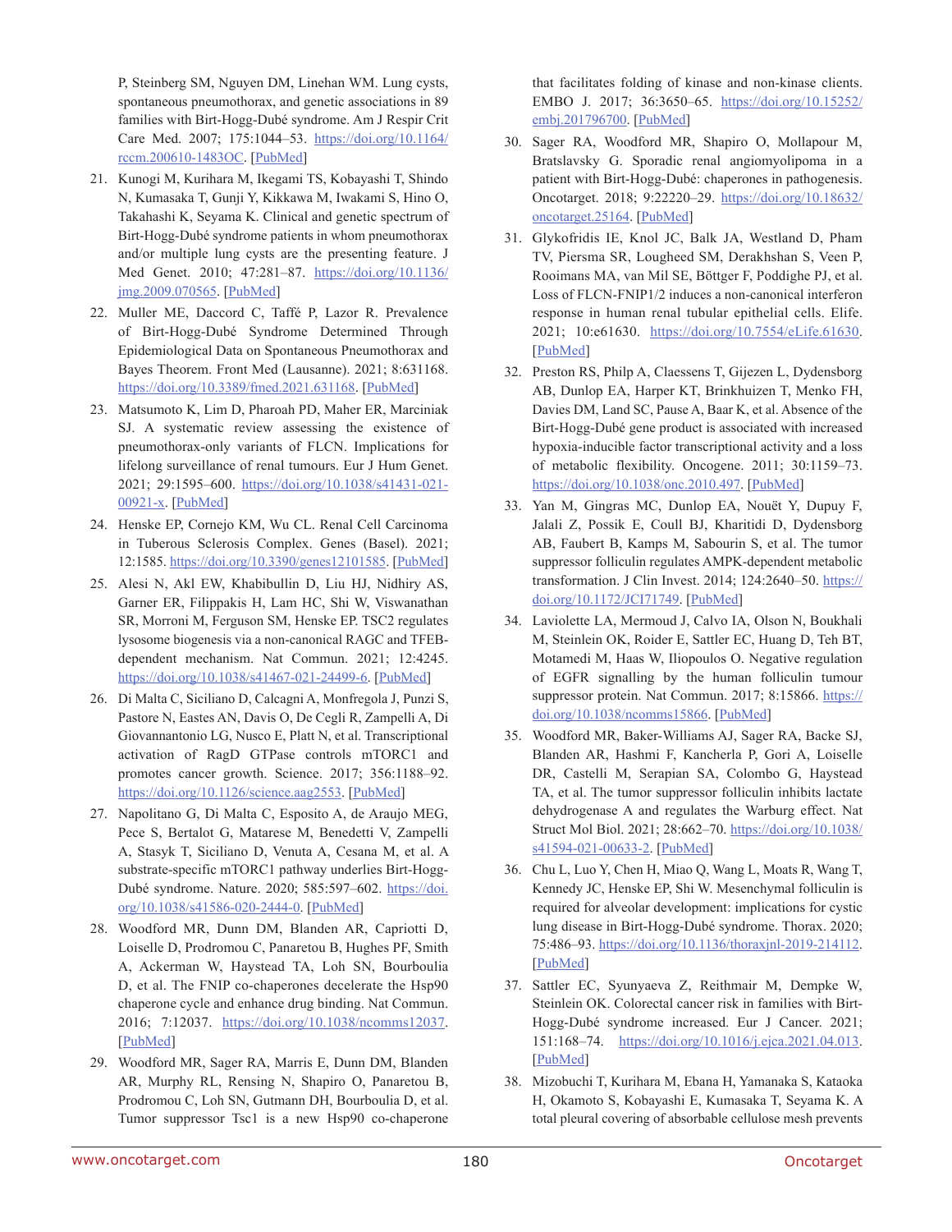P, Steinberg SM, Nguyen DM, Linehan WM. Lung cysts, spontaneous pneumothorax, and genetic associations in 89 families with Birt-Hogg-Dubé syndrome. Am J Respir Crit Care Med. 2007; 175:1044–53. https://doi.org/10.1164/rccm.200610-1483OC. [PubMed]

21. Kunogi M, Kurihara M, Ikegami TS, Kobayashi T, Shindo N, Kumasaka T, Gunji Y, Kikkawa M, Iwakami S, Hino O, Takahashi K, Seyama K. Clinical and genetic spectrum of Birt-Hogg-Dubé syndrome patients in whom pneumothorax and/or multiple lung cysts are the presenting feature. J Med Genet. 2010; 47:281–87. https://doi.org/10.1136/jmg.2009.070565. [PubMed]

22. Muller ME, Daccord C, Taffé P, Lazor R. Prevalence of Birt-Hogg-Dubé Syndrome Determined Through Epidemiological Data on Spontaneous Pneumothorax and Bayes Theorem. Front Med (Lausanne). 2021; 8:631168. https://doi.org/10.3389/fmed.2021.631168. [PubMed]

23. Matsumoto K, Lim D, Pharoah PD, Maher ER, Marciniak SJ. A systematic review assessing the existence of pneumothorax-only variants of FLCN. Implications for lifelong surveillance of renal tumours. Eur J Hum Genet. 2021; 29:1595–600. https://doi.org/10.1038/s41431-021-00921-x. [PubMed]

24. Henske EP, Cornejo KM, Wu CL. Renal Cell Carcinoma in Tuberous Sclerosis Complex. Genes (Basel). 2021; 12:1585. https://doi.org/10.3390/genes12101585. [PubMed]

25. Alesi N, Akl EW, Khabibullin D, Liu HJ, Nidhiry AS, Garner ER, Filippakis H, Lam HC, Shi W, Viswanathan SR, Morroni M, Ferguson SM, Henske EP. TSC2 regulates lysosome biogenesis via a non-canonical RAGC and TFEB-dependent mechanism. Nat Commun. 2021; 12:4245. https://doi.org/10.1038/s41467-021-24499-6. [PubMed]

26. Di Malta C, Siciliano D, Calcagni A, Monfregola J, Punzi S, Pastore N, Eastes AN, Davis O, De Cegli R, Zampelli A, Di Giovannantonio LG, Nusco E, Platt N, et al. Transcriptional activation of RagD GTPase controls mTORC1 and promotes cancer growth. Science. 2017; 356:1188–92. https://doi.org/10.1126/science.aag2553. [PubMed]

27. Napolitano G, Di Malta C, Esposito A, de Araujo MEG, Pece S, Bertalot G, Matarese M, Benedetti V, Zampelli A, Stasyk T, Siciliano D, Venuta A, Cesana M, et al. A substrate-specific mTORC1 pathway underlies Birt-Hogg-Dubé syndrome. Nature. 2020; 585:597–602. https://doi.org/10.1038/s41586-020-2444-0. [PubMed]

28. Woodford MR, Dunn DM, Blanden AR, Capriotti D, Loiselle D, Prodromou C, Panaretou B, Hughes PF, Smith A, Ackerman W, Haystead TA, Loh SN, Bourboulia D, et al. The FNIP co-chaperones decelerate the Hsp90 chaperone cycle and enhance drug binding. Nat Commun. 2016; 7:12037. https://doi.org/10.1038/ncomms12037. [PubMed]

29. Woodford MR, Sager RA, Marris E, Dunn DM, Blanden AR, Murphy RL, Rensing N, Shapiro O, Panaretou B, Prodromou C, Loh SN, Gutmann DH, Bourboulia D, et al. Tumor suppressor Tsc1 is a new Hsp90 co-chaperone that facilitates folding of kinase and non-kinase clients. EMBO J. 2017; 36:3650–65. https://doi.org/10.15252/embj.201796700. [PubMed]

30. Sager RA, Woodford MR, Shapiro O, Mollapour M, Bratslavsky G. Sporadic renal angiomyolipoma in a patient with Birt-Hogg-Dubé: chaperones in pathogenesis. Oncotarget. 2018; 9:22220–29. https://doi.org/10.18632/oncotarget.25164. [PubMed]

31. Glykofridis IE, Knol JC, Balk JA, Westland D, Pham TV, Piersma SR, Lougheed SM, Derakhshan S, Veen P, Rooimans MA, van Mil SE, Böttger F, Poddighe PJ, et al. Loss of FLCN-FNIP1/2 induces a non-canonical interferon response in human renal tubular epithelial cells. Elife. 2021; 10:e61630. https://doi.org/10.7554/eLife.61630. [PubMed]

32. Preston RS, Philp A, Claessens T, Gijezen L, Dydensborg AB, Dunlop EA, Harper KT, Brinkhuizen T, Menko FH, Davies DM, Land SC, Pause A, Baar K, et al. Absence of the Birt-Hogg-Dubé gene product is associated with increased hypoxia-inducible factor transcriptional activity and a loss of metabolic flexibility. Oncogene. 2011; 30:1159–73. https://doi.org/10.1038/onc.2010.497. [PubMed]

33. Yan M, Gingras MC, Dunlop EA, Nouët Y, Dupuy F, Jalali Z, Possik E, Coull BJ, Kharitidi D, Dydensborg AB, Faubert B, Kamps M, Sabourin S, et al. The tumor suppressor folliculin regulates AMPK-dependent metabolic transformation. J Clin Invest. 2014; 124:2640–50. https://doi.org/10.1172/JCI71749. [PubMed]

34. Laviolette LA, Mermoud J, Calvo IA, Olson N, Boukhali M, Steinlein OK, Roider E, Sattler EC, Huang D, Teh BT, Motamedi M, Haas W, Iliopoulos O. Negative regulation of EGFR signalling by the human folliculin tumour suppressor protein. Nat Commun. 2017; 8:15866. https://doi.org/10.1038/ncomms15866. [PubMed]

35. Woodford MR, Baker-Williams AJ, Sager RA, Backe SJ, Blanden AR, Hashmi F, Kancherla P, Gori A, Loiselle DR, Castelli M, Serapian SA, Colombo G, Haystead TA, et al. The tumor suppressor folliculin inhibits lactate dehydrogenase A and regulates the Warburg effect. Nat Struct Mol Biol. 2021; 28:662–70. https://doi.org/10.1038/s41594-021-00633-2. [PubMed]

36. Chu L, Luo Y, Chen H, Miao Q, Wang L, Moats R, Wang T, Kennedy JC, Henske EP, Shi W. Mesenchymal folliculin is required for alveolar development: implications for cystic lung disease in Birt-Hogg-Dubé syndrome. Thorax. 2020; 75:486–93. https://doi.org/10.1136/thoraxjnl-2019-214112. [PubMed]

37. Sattler EC, Syunyaeva Z, Reithmair M, Dempke W, Steinlein OK. Colorectal cancer risk in families with Birt-Hogg-Dubé syndrome increased. Eur J Cancer. 2021; 151:168–74. https://doi.org/10.1016/j.ejca.2021.04.013. [PubMed]

38. Mizobuchi T, Kurihara M, Ebana H, Yamanaka S, Kataoka H, Okamoto S, Kobayashi E, Kumasaka T, Seyama K. A total pleural covering of absorbable cellulose mesh prevents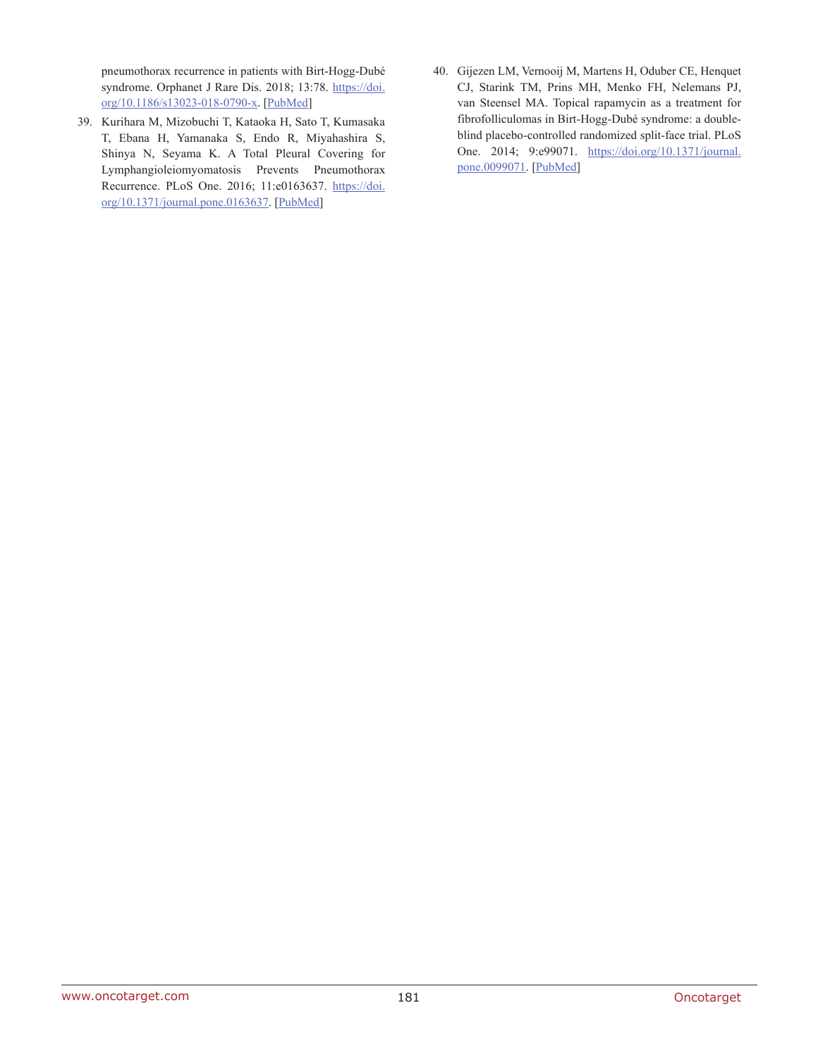pneumothorax recurrence in patients with Birt-Hogg-Dubé syndrome. Orphanet J Rare Dis. 2018; 13:78. https://doi.org/10.1186/s13023-018-0790-x. [PubMed]

39. Kurihara M, Mizobuchi T, Kataoka H, Sato T, Kumasaka T, Ebana H, Yamanaka S, Endo R, Miyahashira S, Shinya N, Seyama K. A Total Pleural Covering for Lymphangioleiomyomatosis Prevents Pneumothorax Recurrence. PLoS One. 2016; 11:e0163637. https://doi.org/10.1371/journal.pone.0163637. [PubMed]

40. Gijezen LM, Vernooij M, Martens H, Oduber CE, Henquet CJ, Starink TM, Prins MH, Menko FH, Nelemans PJ, van Steensel MA. Topical rapamycin as a treatment for fibrofolliculomas in Birt-Hogg-Dubé syndrome: a double-blind placebo-controlled randomized split-face trial. PLoS One. 2014; 9:e99071. https://doi.org/10.1371/journal.pone.0099071. [PubMed]